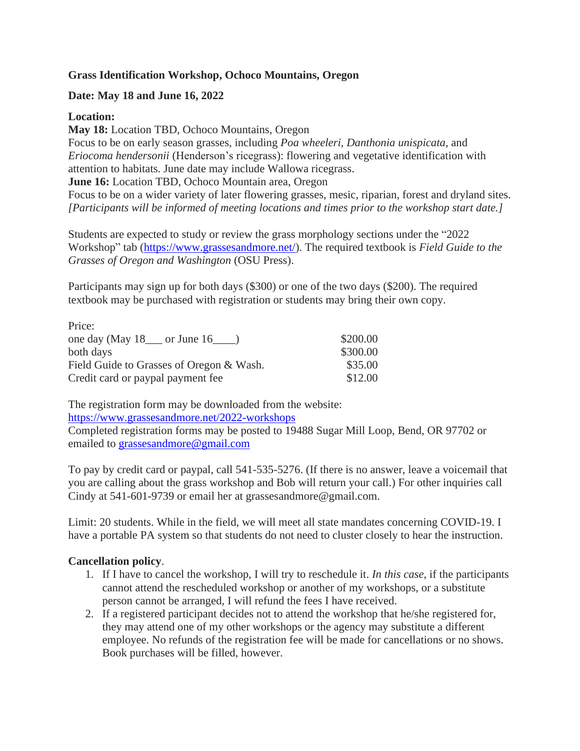**Grass Identification Workshop, Ochoco Mountains, Oregon**

**Date: May 18 and June 16, 2022**

**Location:**
**May 18:** Location TBD, Ochoco Mountains, Oregon
Focus to be on early season grasses, including *Poa wheeleri*, *Danthonia unispicata*, and *Eriocoma hendersonii* (Henderson's ricegrass): flowering and vegetative identification with attention to habitats. June date may include Wallowa ricegrass.
**June 16:** Location TBD, Ochoco Mountain area, Oregon
Focus to be on a wider variety of later flowering grasses, mesic, riparian, forest and dryland sites.
*[Participants will be informed of meeting locations and times prior to the workshop start date.]*

Students are expected to study or review the grass morphology sections under the "2022 Workshop" tab (https://www.grassesandmore.net/). The required textbook is *Field Guide to the Grasses of Oregon and Washington* (OSU Press).

Participants may sign up for both days ($300) or one of the two days ($200). The required textbook may be purchased with registration or students may bring their own copy.

Price:

| | |
|---|---|
| one day (May 18___ or June 16____) | $200.00 |
| both days | $300.00 |
| Field Guide to Grasses of Oregon & Wash. | $35.00 |
| Credit card or paypal payment fee | $12.00 |

The registration form may be downloaded from the website:
https://www.grassesandmore.net/2022-workshops
Completed registration forms may be posted to 19488 Sugar Mill Loop, Bend, OR 97702 or emailed to grassesandmore@gmail.com

To pay by credit card or paypal, call 541-535-5276. (If there is no answer, leave a voicemail that you are calling about the grass workshop and Bob will return your call.) For other inquiries call Cindy at 541-601-9739 or email her at grassesandmore@gmail.com.

Limit: 20 students. While in the field, we will meet all state mandates concerning COVID-19. I have a portable PA system so that students do not need to cluster closely to hear the instruction.

**Cancellation policy**.

1. If I have to cancel the workshop, I will try to reschedule it. *In this case*, if the participants cannot attend the rescheduled workshop or another of my workshops, or a substitute person cannot be arranged, I will refund the fees I have received.
2. If a registered participant decides not to attend the workshop that he/she registered for, they may attend one of my other workshops or the agency may substitute a different employee. No refunds of the registration fee will be made for cancellations or no shows. Book purchases will be filled, however.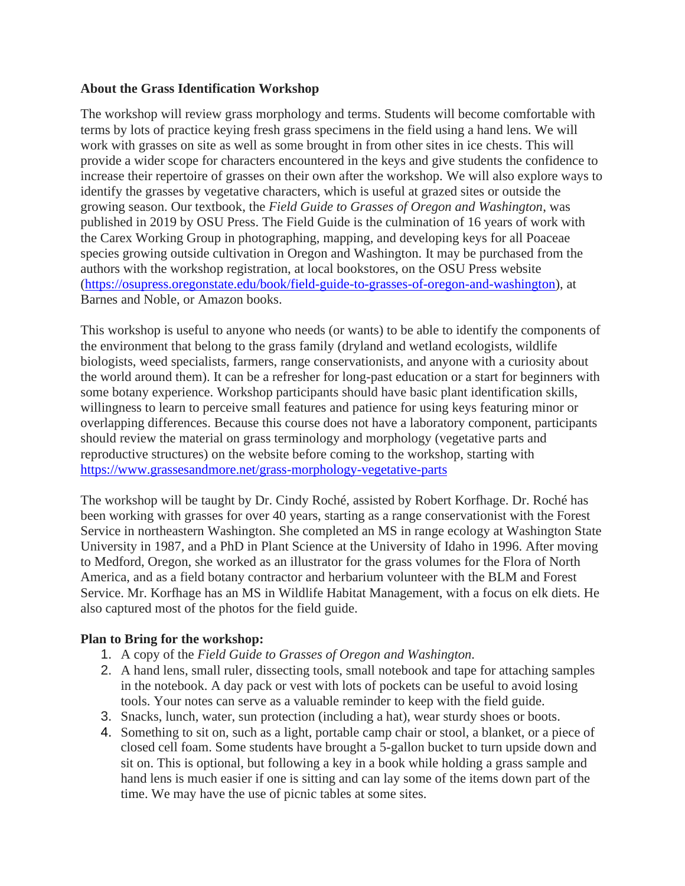**About the Grass Identification Workshop**

The workshop will review grass morphology and terms. Students will become comfortable with terms by lots of practice keying fresh grass specimens in the field using a hand lens. We will work with grasses on site as well as some brought in from other sites in ice chests. This will provide a wider scope for characters encountered in the keys and give students the confidence to increase their repertoire of grasses on their own after the workshop. We will also explore ways to identify the grasses by vegetative characters, which is useful at grazed sites or outside the growing season. Our textbook, the *Field Guide to Grasses of Oregon and Washington*, was published in 2019 by OSU Press. The Field Guide is the culmination of 16 years of work with the Carex Working Group in photographing, mapping, and developing keys for all Poaceae species growing outside cultivation in Oregon and Washington. It may be purchased from the authors with the workshop registration, at local bookstores, on the OSU Press website ([https://osupress.oregonstate.edu/book/field-guide-to-grasses-of-oregon-and-washington](https://osupress.oregonstate.edu/book/field-guide-to-grasses-of-oregon-and-washington)), at Barnes and Noble, or Amazon books.

This workshop is useful to anyone who needs (or wants) to be able to identify the components of the environment that belong to the grass family (dryland and wetland ecologists, wildlife biologists, weed specialists, farmers, range conservationists, and anyone with a curiosity about the world around them). It can be a refresher for long-past education or a start for beginners with some botany experience. Workshop participants should have basic plant identification skills, willingness to learn to perceive small features and patience for using keys featuring minor or overlapping differences. Because this course does not have a laboratory component, participants should review the material on grass terminology and morphology (vegetative parts and reproductive structures) on the website before coming to the workshop, starting with [https://www.grassesandmore.net/grass-morphology-vegetative-parts](https://www.grassesandmore.net/grass-morphology-vegetative-parts)

The workshop will be taught by Dr. Cindy Roché, assisted by Robert Korfhage. Dr. Roché has been working with grasses for over 40 years, starting as a range conservationist with the Forest Service in northeastern Washington. She completed an MS in range ecology at Washington State University in 1987, and a PhD in Plant Science at the University of Idaho in 1996. After moving to Medford, Oregon, she worked as an illustrator for the grass volumes for the Flora of North America, and as a field botany contractor and herbarium volunteer with the BLM and Forest Service. Mr. Korfhage has an MS in Wildlife Habitat Management, with a focus on elk diets. He also captured most of the photos for the field guide.

**Plan to Bring for the workshop:**

1. A copy of the *Field Guide to Grasses of Oregon and Washington.*
2. A hand lens, small ruler, dissecting tools, small notebook and tape for attaching samples in the notebook. A day pack or vest with lots of pockets can be useful to avoid losing tools. Your notes can serve as a valuable reminder to keep with the field guide.
3. Snacks, lunch, water, sun protection (including a hat), wear sturdy shoes or boots.
4. Something to sit on, such as a light, portable camp chair or stool, a blanket, or a piece of closed cell foam. Some students have brought a 5-gallon bucket to turn upside down and sit on. This is optional, but following a key in a book while holding a grass sample and hand lens is much easier if one is sitting and can lay some of the items down part of the time. We may have the use of picnic tables at some sites.